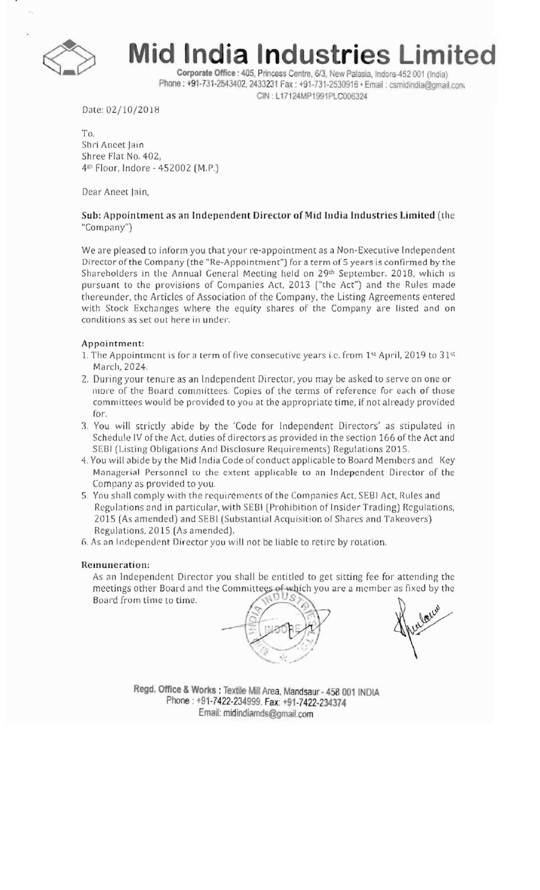# Mid India Industries Limited

**Corporate Office :** 405, Princess Centre, 6/3, New Palasia, Indore-452 001 (India)
Phone : +91-731-2543402, 2433231 Fax : +91-731-2530916 • Email : csmidindia@gmail.com
CIN : L17124MP1991PLC006324

Date: 02/10/2018

To.
Shri Aneet Jain
Shree Flat No. 402,
4th Floor, Indore - 452002 (M.P.)

Dear Aneet Jain,

**Sub: Appointment as an Independent Director of Mid India Industries Limited** (the "Company")

We are pleased to inform you that your re-appointment as a Non-Executive Independent Director of the Company (the "Re-Appointment") for a term of 5 years is confirmed by the Shareholders in the Annual General Meeting held on 29th September. 2018, which is pursuant to the provisions of Companies Act, 2013 ("the Act") and the Rules made thereunder, the Articles of Association of the Company, the Listing Agreements entered with Stock Exchanges where the equity shares of the Company are listed and on conditions as set out here in under.

**Appointment:**

1. The Appointment is for a term of five consecutive years i.e. from 1st April, 2019 to 31st March, 2024.
2. During your tenure as an Independent Director, you may be asked to serve on one or more of the Board committees. Copies of the terms of reference for each of those committees would be provided to you at the appropriate time, if not already provided for.
3. You will strictly abide by the 'Code for Independent Directors' as stipulated in Schedule IV of the Act, duties of directors as provided in the section 166 of the Act and SEBI (Listing Obligations And Disclosure Requirements) Regulations 2015.
4. You will abide by the Mid India Code of conduct applicable to Board Members and Key Managerial Personnel to the extent applicable to an Independent Director of the Company as provided to you.
5. You shall comply with the requirements of the Companies Act, SEBI Act, Rules and Regulations and in particular, with SEBI (Prohibition of Insider Trading) Regulations, 2015 (As amended) and SEBI (Substantial Acquisition of Shares and Takeovers) Regulations, 2015 (As amended).
6. As an Independent Director you will not be liable to retire by rotation.

**Remuneration:**

As an Independent Director you shall be entitled to get sitting fee for attending the meetings other Board and the Committees of which you are a member as fixed by the Board from time to time.

**Regd. Office & Works :** Textile Mill Area, Mandsaur - 458 001 INDIA
Phone : +91-7422-234999. Fax: +91-7422-234374
Email: midindiamds@gmail.com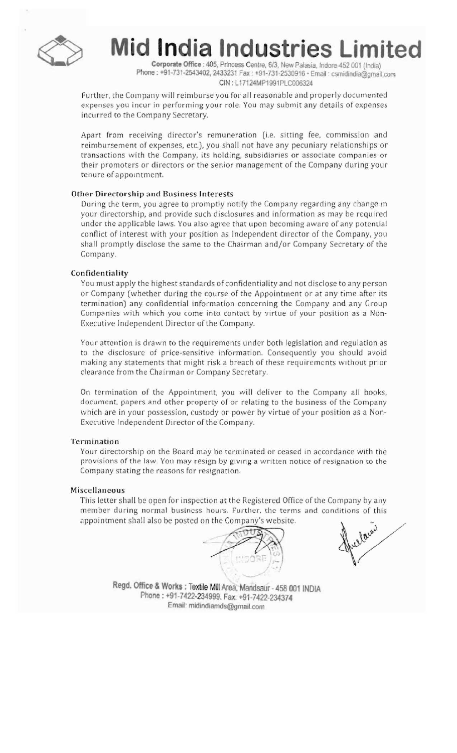Further, the Company will reimburse you for all reasonable and properly documented expenses you incur in performing your role. You may submit any details of expenses incurred to the Company Secretary.

Apart from receiving director's remuneration (i.e. sitting fee, commission and reimbursement of expenses, etc.), you shall not have any pecuniary relationships or transactions with the Company, its holding, subsidiaries or associate companies or their promoters or directors or the senior management of the Company during your tenure of appointment.

### Other Directorship and Business Interests

During the term, you agree to promptly notify the Company regarding any change in your directorship, and provide such disclosures and information as may be required under the applicable laws. You also agree that upon becoming aware of any potential conflict of interest with your position as Independent director of the Company, you shall promptly disclose the same to the Chairman and/or Company Secretary of the Company.

### Confidentiality

You must apply the highest standards of confidentiality and not disclose to any person or Company (whether during the course of the Appointment or at any time after its termination) any confidential information concerning the Company and any Group Companies with which you come into contact by virtue of your position as a Non-Executive Independent Director of the Company.

Your attention is drawn to the requirements under both legislation and regulation as to the disclosure of price-sensitive information. Consequently you should avoid making any statements that might risk a breach of these requirements without prior clearance from the Chairman or Company Secretary.

On termination of the Appointment, you will deliver to the Company all books, document, papers and other property of or relating to the business of the Company which are in your possession, custody or power by virtue of your position as a Non-Executive Independent Director of the Company.

### Termination

Your directorship on the Board may be terminated or ceased in accordance with the provisions of the law. You may resign by giving a written notice of resignation to the Company stating the reasons for resignation.

### Miscellaneous

This letter shall be open for inspection at the Registered Office of the Company by any member during normal business hours. Further, the terms and conditions of this appointment shall also be posted on the Company's website.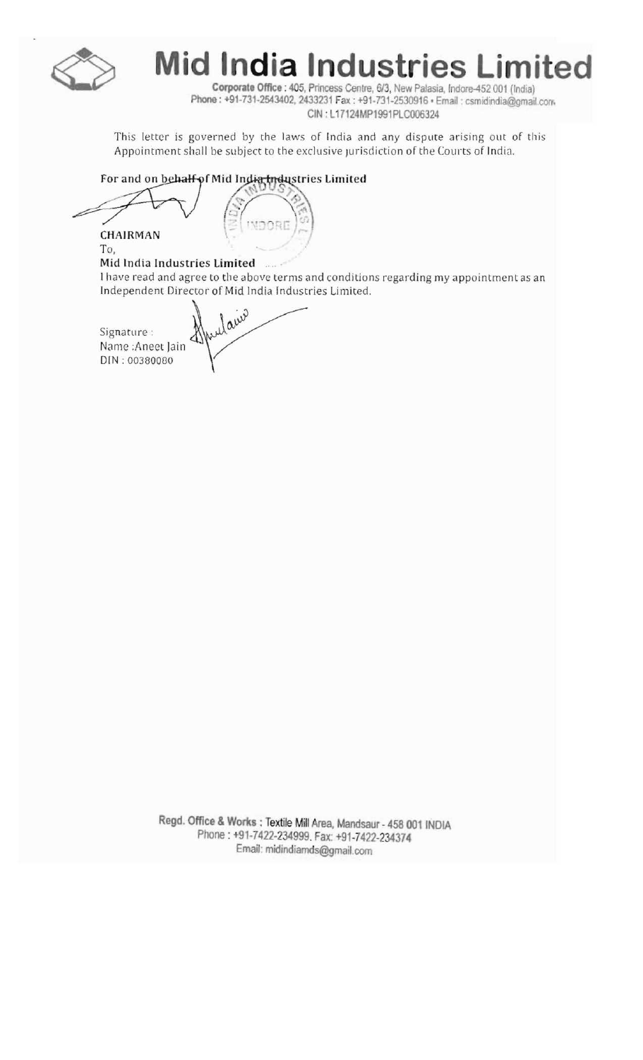# Mid India Industries Limited

**Corporate Office :** 405, Princess Centre, 6/3, New Palasia, Indore-452 001 (India)
Phone : +91-731-2543402, 2433231 Fax : +91-731-2530916 • Email : csmidindia@gmail.com
CIN : L17124MP1991PLC006324

This letter is governed by the laws of India and any dispute arising out of this Appointment shall be subject to the exclusive jurisdiction of the Courts of India.

**For and on behalf of Mid India Industries Limited**

**CHAIRMAN**

To,
**Mid India Industries Limited**

I have read and agree to the above terms and conditions regarding my appointment as an Independent Director of Mid India Industries Limited.

Signature :
Name :Aneet Jain
DIN : 00380080

**Regd. Office & Works :** Textile Mill Area, Mandsaur - 458 001 INDIA
Phone : +91-7422-234999. Fax: +91-7422-234374
Email: midindiamds@gmail.com